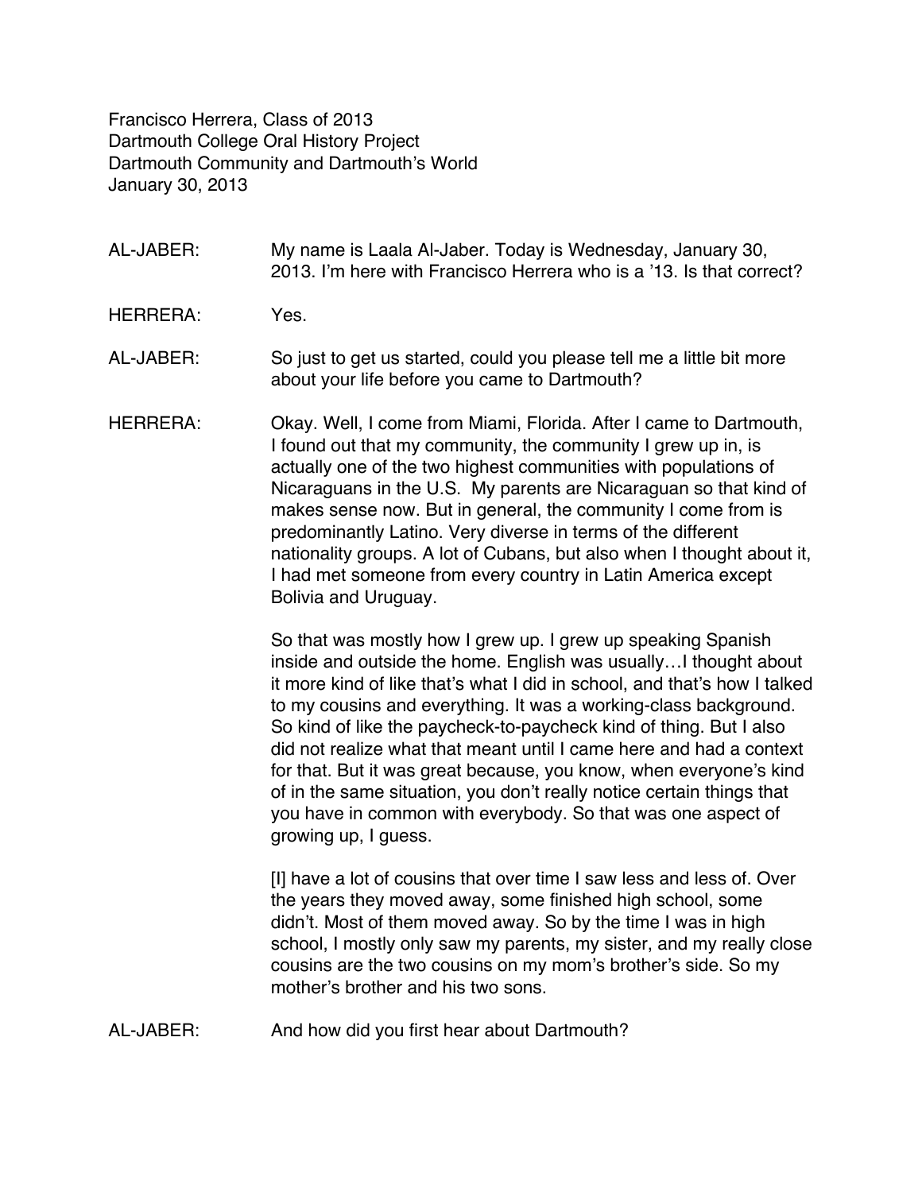Francisco Herrera, Class of 2013
Dartmouth College Oral History Project
Dartmouth Community and Dartmouth's World
January 30, 2013

AL-JABER: My name is Laala Al-Jaber. Today is Wednesday, January 30, 2013. I'm here with Francisco Herrera who is a '13. Is that correct?

HERRERA: Yes.

AL-JABER: So just to get us started, could you please tell me a little bit more about your life before you came to Dartmouth?

HERRERA: Okay. Well, I come from Miami, Florida. After I came to Dartmouth, I found out that my community, the community I grew up in, is actually one of the two highest communities with populations of Nicaraguans in the U.S. My parents are Nicaraguan so that kind of makes sense now. But in general, the community I come from is predominantly Latino. Very diverse in terms of the different nationality groups. A lot of Cubans, but also when I thought about it, I had met someone from every country in Latin America except Bolivia and Uruguay.

So that was mostly how I grew up. I grew up speaking Spanish inside and outside the home. English was usually…I thought about it more kind of like that's what I did in school, and that's how I talked to my cousins and everything. It was a working-class background. So kind of like the paycheck-to-paycheck kind of thing. But I also did not realize what that meant until I came here and had a context for that. But it was great because, you know, when everyone's kind of in the same situation, you don't really notice certain things that you have in common with everybody. So that was one aspect of growing up, I guess.

[I] have a lot of cousins that over time I saw less and less of. Over the years they moved away, some finished high school, some didn't. Most of them moved away. So by the time I was in high school, I mostly only saw my parents, my sister, and my really close cousins are the two cousins on my mom's brother's side. So my mother's brother and his two sons.

AL-JABER: And how did you first hear about Dartmouth?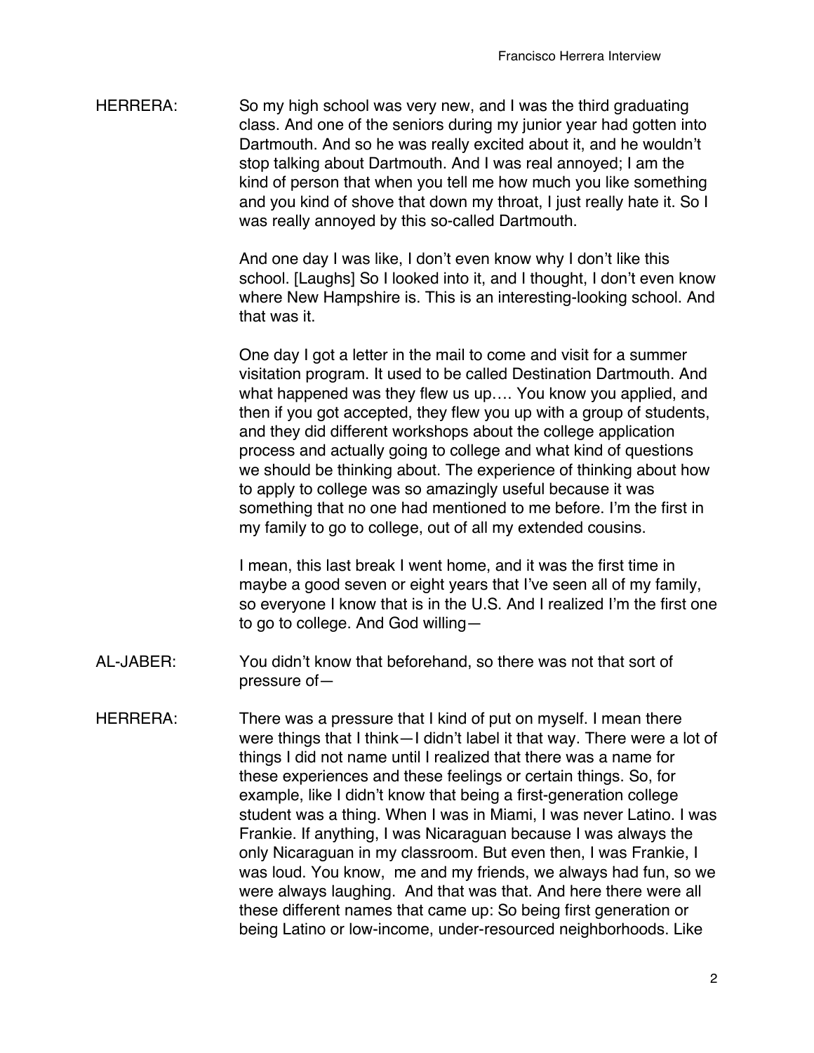HERRERA: So my high school was very new, and I was the third graduating class. And one of the seniors during my junior year had gotten into Dartmouth. And so he was really excited about it, and he wouldn't stop talking about Dartmouth. And I was real annoyed; I am the kind of person that when you tell me how much you like something and you kind of shove that down my throat, I just really hate it. So I was really annoyed by this so-called Dartmouth.

And one day I was like, I don't even know why I don't like this school. [Laughs] So I looked into it, and I thought, I don't even know where New Hampshire is. This is an interesting-looking school. And that was it.

One day I got a letter in the mail to come and visit for a summer visitation program. It used to be called Destination Dartmouth. And what happened was they flew us up…. You know you applied, and then if you got accepted, they flew you up with a group of students, and they did different workshops about the college application process and actually going to college and what kind of questions we should be thinking about. The experience of thinking about how to apply to college was so amazingly useful because it was something that no one had mentioned to me before. I'm the first in my family to go to college, out of all my extended cousins.

I mean, this last break I went home, and it was the first time in maybe a good seven or eight years that I've seen all of my family, so everyone I know that is in the U.S. And I realized I'm the first one to go to college. And God willing—

AL-JABER: You didn't know that beforehand, so there was not that sort of pressure of—

HERRERA: There was a pressure that I kind of put on myself. I mean there were things that I think—I didn't label it that way. There were a lot of things I did not name until I realized that there was a name for these experiences and these feelings or certain things. So, for example, like I didn't know that being a first-generation college student was a thing. When I was in Miami, I was never Latino. I was Frankie. If anything, I was Nicaraguan because I was always the only Nicaraguan in my classroom. But even then, I was Frankie, I was loud. You know, me and my friends, we always had fun, so we were always laughing. And that was that. And here there were all these different names that came up: So being first generation or being Latino or low-income, under-resourced neighborhoods. Like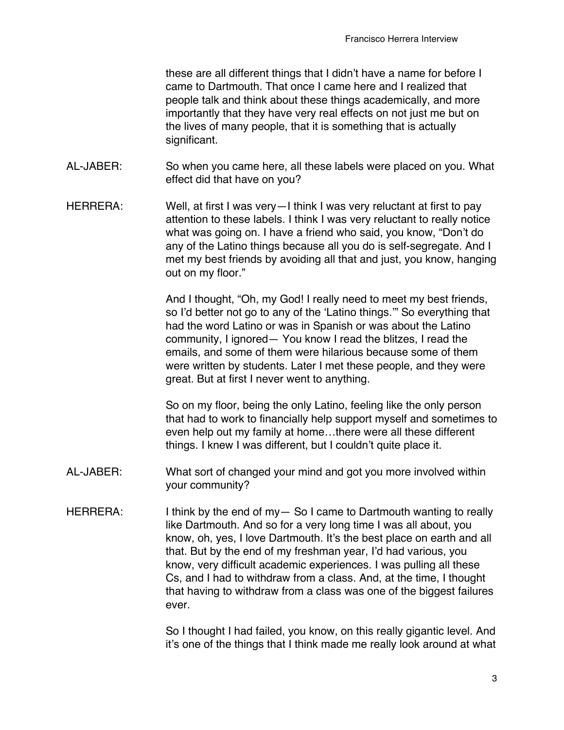these are all different things that I didn't have a name for before I came to Dartmouth. That once I came here and I realized that people talk and think about these things academically, and more importantly that they have very real effects on not just me but on the lives of many people, that it is something that is actually significant.

AL-JABER: So when you came here, all these labels were placed on you. What effect did that have on you?

HERRERA: Well, at first I was very—I think I was very reluctant at first to pay attention to these labels. I think I was very reluctant to really notice what was going on. I have a friend who said, you know, "Don't do any of the Latino things because all you do is self-segregate. And I met my best friends by avoiding all that and just, you know, hanging out on my floor."

And I thought, "Oh, my God! I really need to meet my best friends, so I'd better not go to any of the 'Latino things.'" So everything that had the word Latino or was in Spanish or was about the Latino community, I ignored— You know I read the blitzes, I read the emails, and some of them were hilarious because some of them were written by students. Later I met these people, and they were great. But at first I never went to anything.

So on my floor, being the only Latino, feeling like the only person that had to work to financially help support myself and sometimes to even help out my family at home…there were all these different things. I knew I was different, but I couldn't quite place it.

AL-JABER: What sort of changed your mind and got you more involved within your community?

HERRERA: I think by the end of my— So I came to Dartmouth wanting to really like Dartmouth. And so for a very long time I was all about, you know, oh, yes, I love Dartmouth. It's the best place on earth and all that. But by the end of my freshman year, I'd had various, you know, very difficult academic experiences. I was pulling all these Cs, and I had to withdraw from a class. And, at the time, I thought that having to withdraw from a class was one of the biggest failures ever.

So I thought I had failed, you know, on this really gigantic level. And it's one of the things that I think made me really look around at what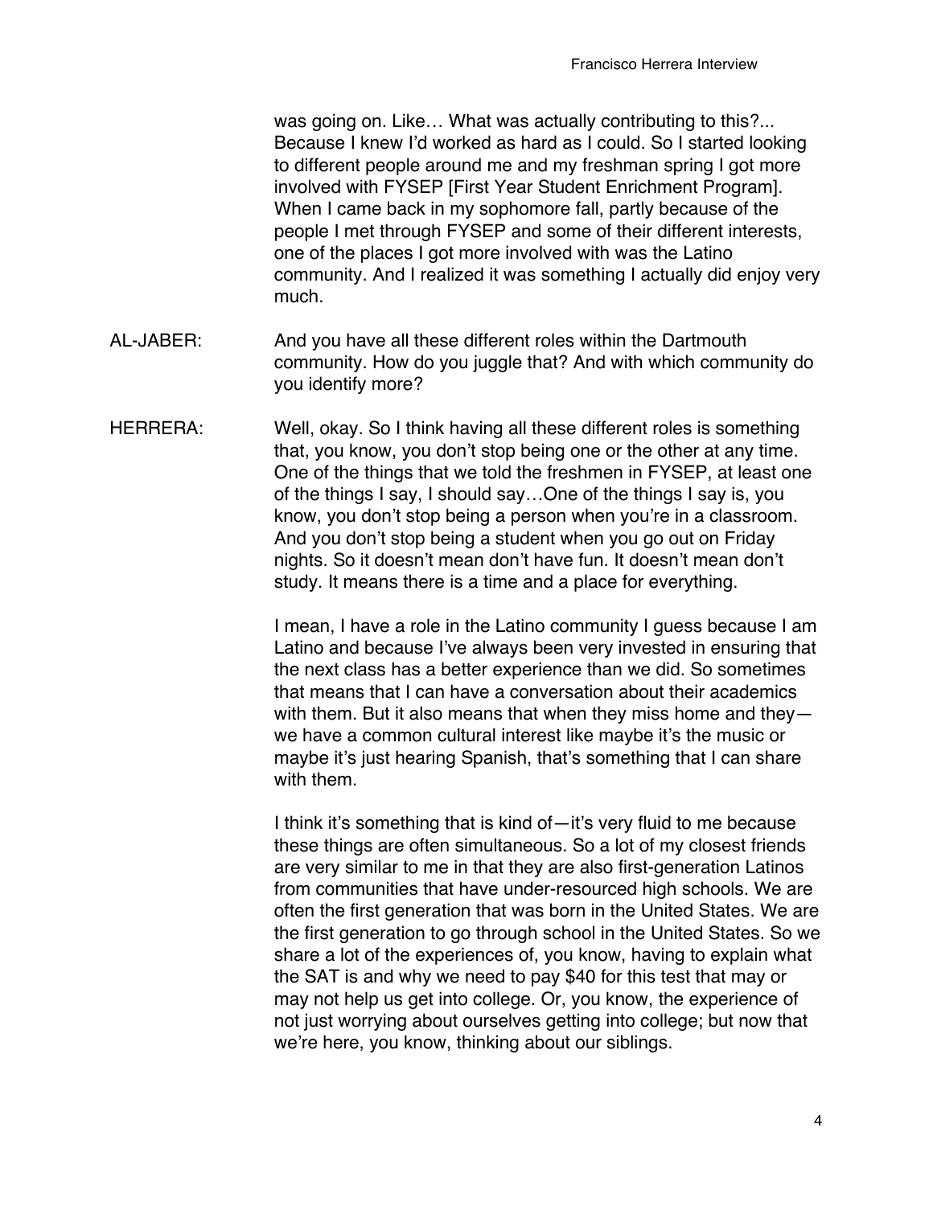was going on. Like… What was actually contributing to this?... Because I knew I'd worked as hard as I could. So I started looking to different people around me and my freshman spring I got more involved with FYSEP [First Year Student Enrichment Program]. When I came back in my sophomore fall, partly because of the people I met through FYSEP and some of their different interests, one of the places I got more involved with was the Latino community. And I realized it was something I actually did enjoy very much.

AL-JABER: And you have all these different roles within the Dartmouth community. How do you juggle that? And with which community do you identify more?

HERRERA: Well, okay. So I think having all these different roles is something that, you know, you don't stop being one or the other at any time. One of the things that we told the freshmen in FYSEP, at least one of the things I say, I should say…One of the things I say is, you know, you don't stop being a person when you're in a classroom. And you don't stop being a student when you go out on Friday nights. So it doesn't mean don't have fun. It doesn't mean don't study. It means there is a time and a place for everything.

I mean, I have a role in the Latino community I guess because I am Latino and because I've always been very invested in ensuring that the next class has a better experience than we did. So sometimes that means that I can have a conversation about their academics with them. But it also means that when they miss home and they—we have a common cultural interest like maybe it's the music or maybe it's just hearing Spanish, that's something that I can share with them.

I think it's something that is kind of—it's very fluid to me because these things are often simultaneous. So a lot of my closest friends are very similar to me in that they are also first-generation Latinos from communities that have under-resourced high schools. We are often the first generation that was born in the United States. We are the first generation to go through school in the United States. So we share a lot of the experiences of, you know, having to explain what the SAT is and why we need to pay $40 for this test that may or may not help us get into college. Or, you know, the experience of not just worrying about ourselves getting into college; but now that we're here, you know, thinking about our siblings.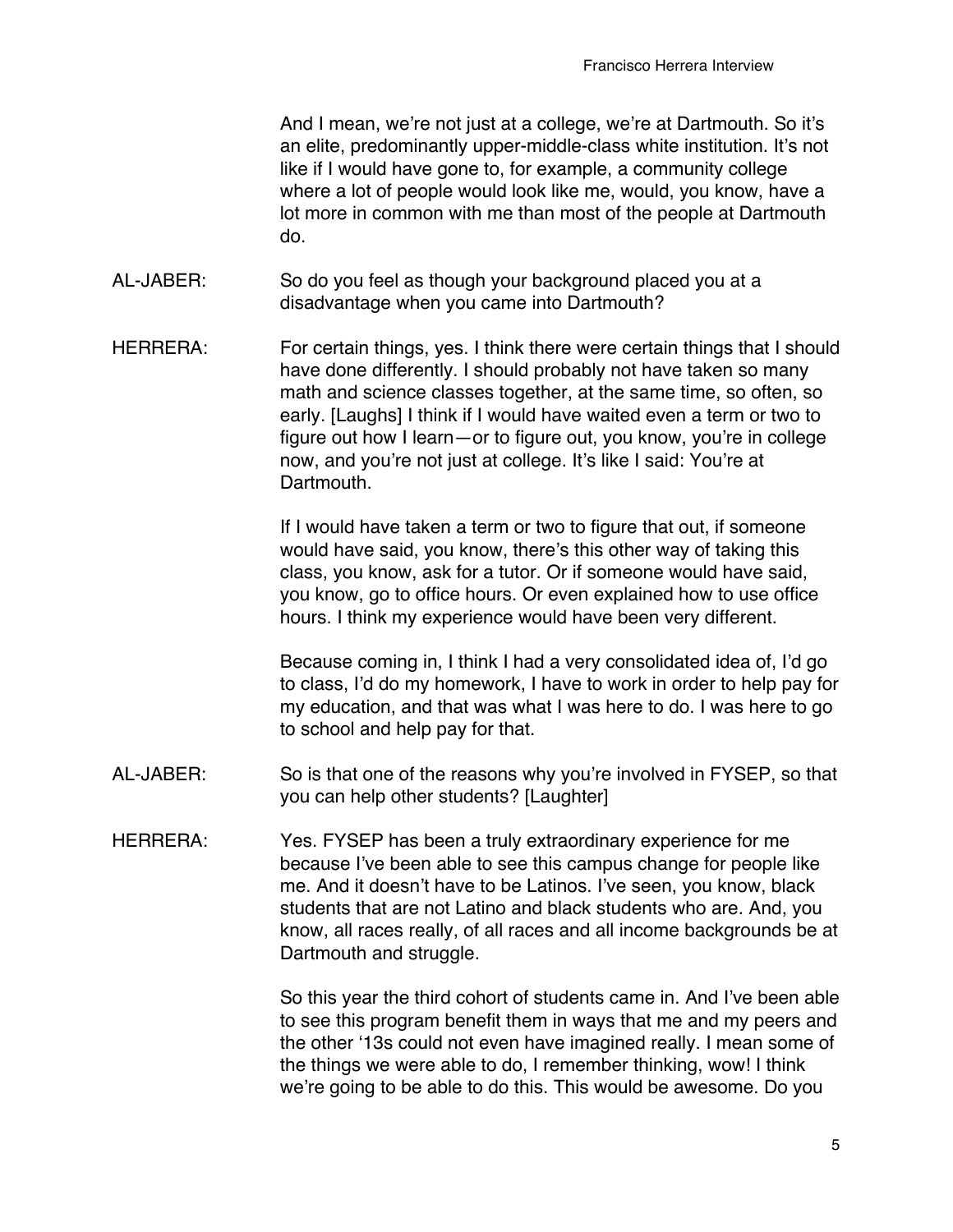And I mean, we're not just at a college, we're at Dartmouth. So it's an elite, predominantly upper-middle-class white institution. It's not like if I would have gone to, for example, a community college where a lot of people would look like me, would, you know, have a lot more in common with me than most of the people at Dartmouth do.

AL-JABER: So do you feel as though your background placed you at a disadvantage when you came into Dartmouth?

HERRERA: For certain things, yes. I think there were certain things that I should have done differently. I should probably not have taken so many math and science classes together, at the same time, so often, so early. [Laughs] I think if I would have waited even a term or two to figure out how I learn—or to figure out, you know, you're in college now, and you're not just at college. It's like I said: You're at Dartmouth.

If I would have taken a term or two to figure that out, if someone would have said, you know, there's this other way of taking this class, you know, ask for a tutor. Or if someone would have said, you know, go to office hours. Or even explained how to use office hours. I think my experience would have been very different.

Because coming in, I think I had a very consolidated idea of, I'd go to class, I'd do my homework, I have to work in order to help pay for my education, and that was what I was here to do. I was here to go to school and help pay for that.

AL-JABER: So is that one of the reasons why you're involved in FYSEP, so that you can help other students? [Laughter]

HERRERA: Yes. FYSEP has been a truly extraordinary experience for me because I've been able to see this campus change for people like me. And it doesn't have to be Latinos. I've seen, you know, black students that are not Latino and black students who are. And, you know, all races really, of all races and all income backgrounds be at Dartmouth and struggle.

So this year the third cohort of students came in. And I've been able to see this program benefit them in ways that me and my peers and the other '13s could not even have imagined really. I mean some of the things we were able to do, I remember thinking, wow! I think we're going to be able to do this. This would be awesome. Do you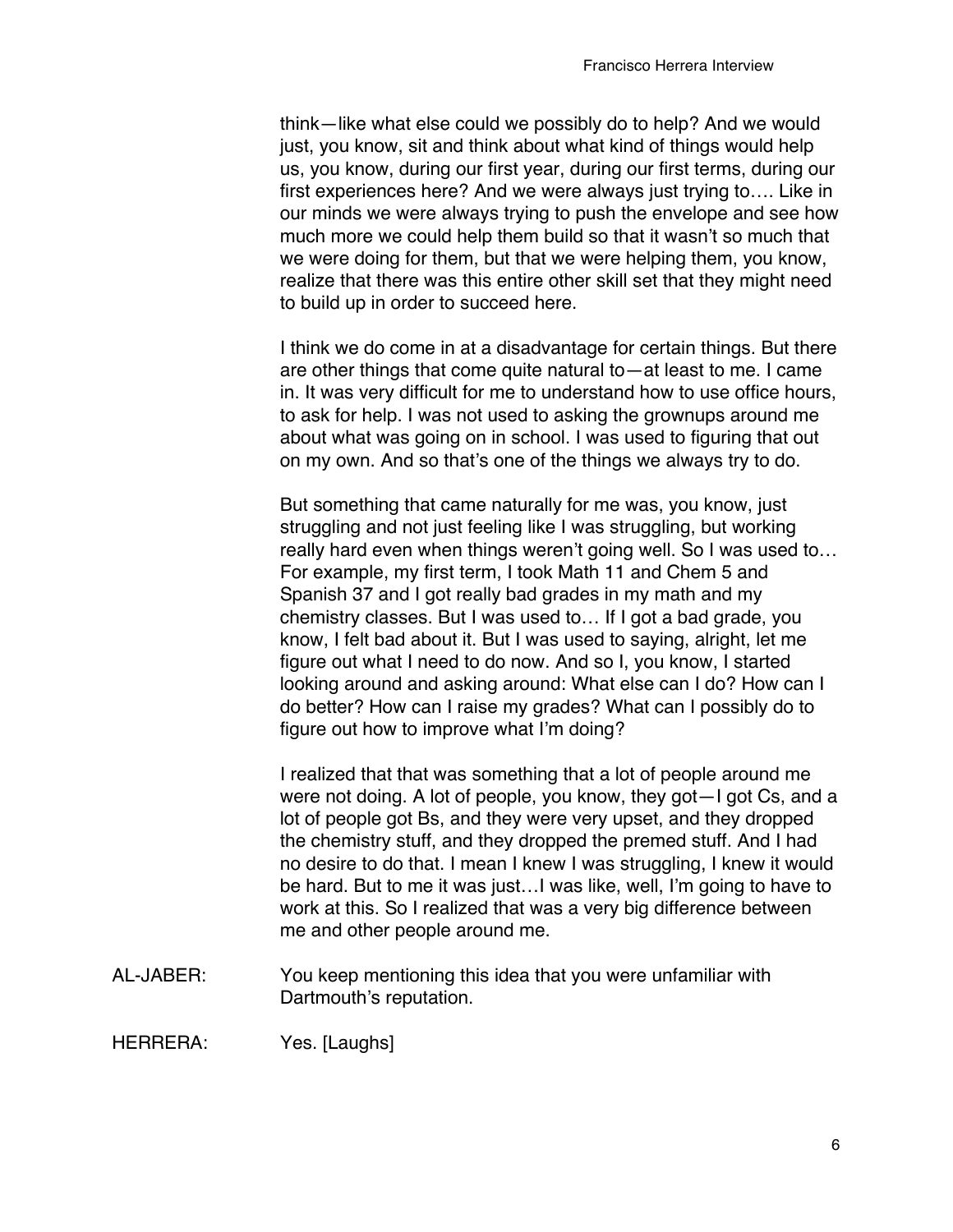think—like what else could we possibly do to help? And we would just, you know, sit and think about what kind of things would help us, you know, during our first year, during our first terms, during our first experiences here? And we were always just trying to…. Like in our minds we were always trying to push the envelope and see how much more we could help them build so that it wasn't so much that we were doing for them, but that we were helping them, you know, realize that there was this entire other skill set that they might need to build up in order to succeed here.

I think we do come in at a disadvantage for certain things. But there are other things that come quite natural to—at least to me. I came in. It was very difficult for me to understand how to use office hours, to ask for help. I was not used to asking the grownups around me about what was going on in school. I was used to figuring that out on my own. And so that's one of the things we always try to do.

But something that came naturally for me was, you know, just struggling and not just feeling like I was struggling, but working really hard even when things weren't going well. So I was used to… For example, my first term, I took Math 11 and Chem 5 and Spanish 37 and I got really bad grades in my math and my chemistry classes. But I was used to… If I got a bad grade, you know, I felt bad about it. But I was used to saying, alright, let me figure out what I need to do now. And so I, you know, I started looking around and asking around: What else can I do? How can I do better? How can I raise my grades? What can I possibly do to figure out how to improve what I'm doing?

I realized that that was something that a lot of people around me were not doing. A lot of people, you know, they got—I got Cs, and a lot of people got Bs, and they were very upset, and they dropped the chemistry stuff, and they dropped the premed stuff. And I had no desire to do that. I mean I knew I was struggling, I knew it would be hard. But to me it was just…I was like, well, I'm going to have to work at this. So I realized that was a very big difference between me and other people around me.

AL-JABER: You keep mentioning this idea that you were unfamiliar with Dartmouth's reputation.

HERRERA: Yes. [Laughs]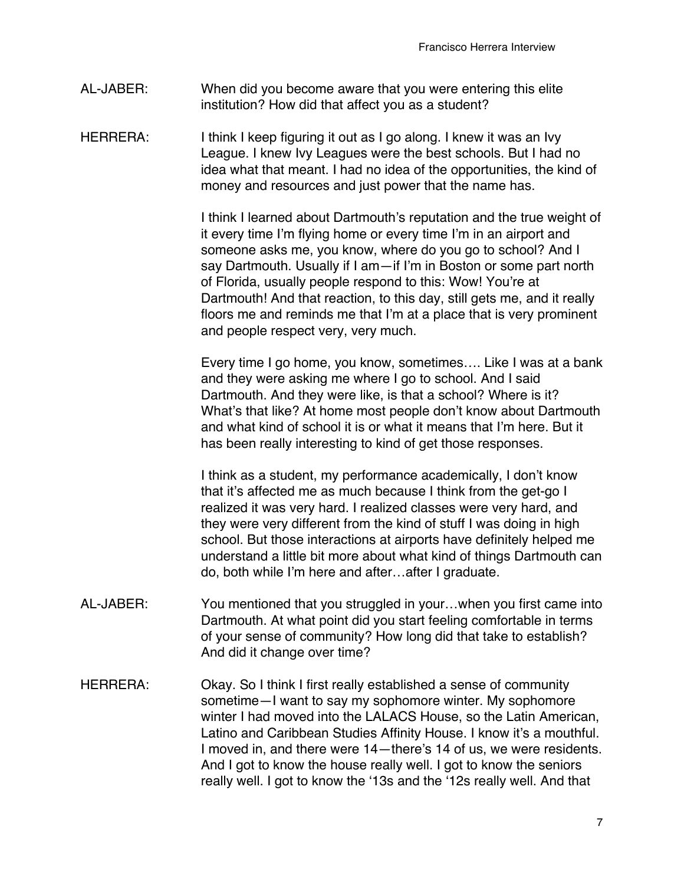AL-JABER: When did you become aware that you were entering this elite institution? How did that affect you as a student?

HERRERA: I think I keep figuring it out as I go along. I knew it was an Ivy League. I knew Ivy Leagues were the best schools. But I had no idea what that meant. I had no idea of the opportunities, the kind of money and resources and just power that the name has.

I think I learned about Dartmouth's reputation and the true weight of it every time I'm flying home or every time I'm in an airport and someone asks me, you know, where do you go to school? And I say Dartmouth. Usually if I am—if I'm in Boston or some part north of Florida, usually people respond to this: Wow! You're at Dartmouth! And that reaction, to this day, still gets me, and it really floors me and reminds me that I'm at a place that is very prominent and people respect very, very much.

Every time I go home, you know, sometimes…. Like I was at a bank and they were asking me where I go to school. And I said Dartmouth. And they were like, is that a school? Where is it? What's that like? At home most people don't know about Dartmouth and what kind of school it is or what it means that I'm here. But it has been really interesting to kind of get those responses.

I think as a student, my performance academically, I don't know that it's affected me as much because I think from the get-go I realized it was very hard. I realized classes were very hard, and they were very different from the kind of stuff I was doing in high school. But those interactions at airports have definitely helped me understand a little bit more about what kind of things Dartmouth can do, both while I'm here and after…after I graduate.

AL-JABER: You mentioned that you struggled in your…when you first came into Dartmouth. At what point did you start feeling comfortable in terms of your sense of community? How long did that take to establish? And did it change over time?

HERRERA: Okay. So I think I first really established a sense of community sometime—I want to say my sophomore winter. My sophomore winter I had moved into the LALACS House, so the Latin American, Latino and Caribbean Studies Affinity House. I know it's a mouthful. I moved in, and there were 14—there's 14 of us, we were residents. And I got to know the house really well. I got to know the seniors really well. I got to know the '13s and the '12s really well. And that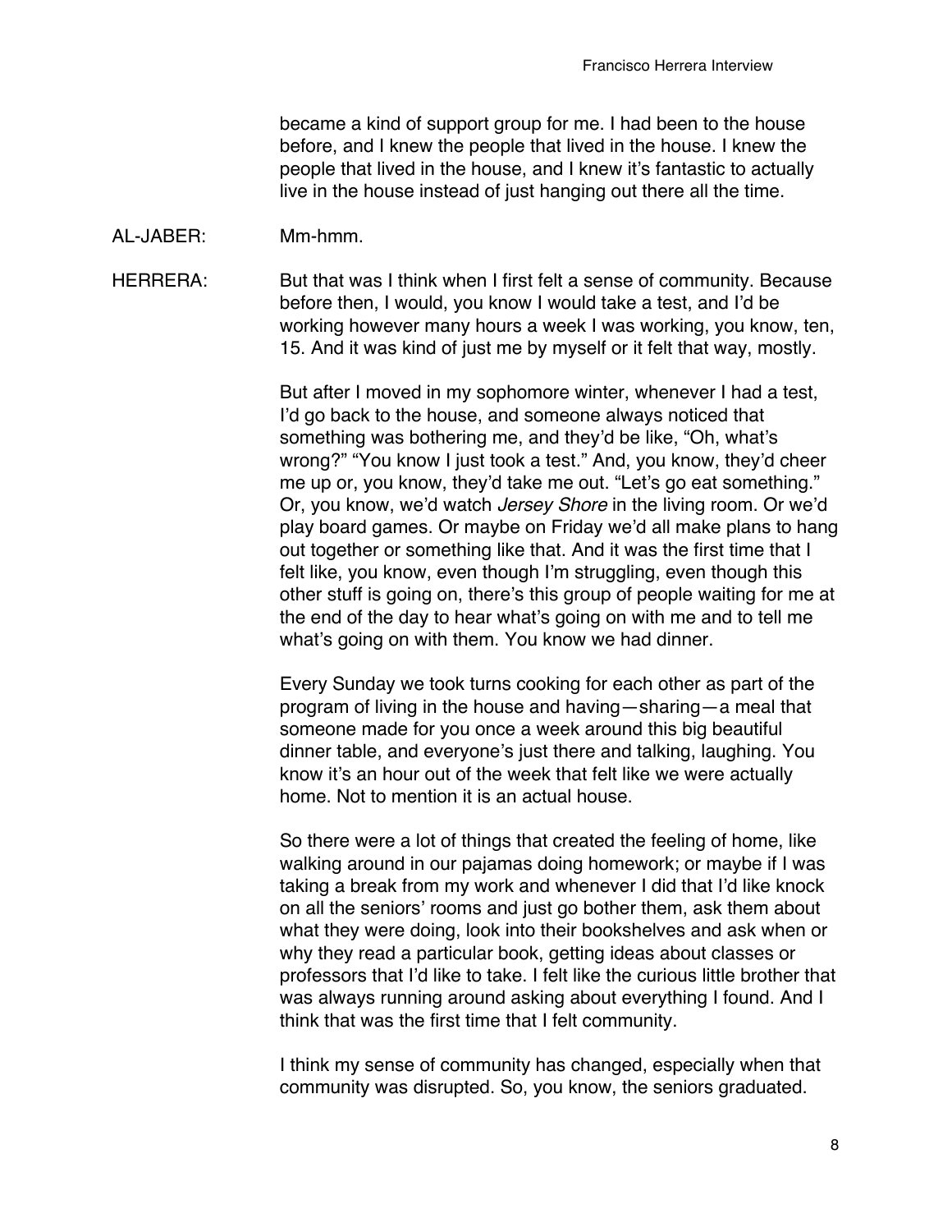became a kind of support group for me. I had been to the house before, and I knew the people that lived in the house. I knew the people that lived in the house, and I knew it's fantastic to actually live in the house instead of just hanging out there all the time.

AL-JABER: Mm-hmm.

HERRERA: But that was I think when I first felt a sense of community. Because before then, I would, you know I would take a test, and I'd be working however many hours a week I was working, you know, ten, 15. And it was kind of just me by myself or it felt that way, mostly.

But after I moved in my sophomore winter, whenever I had a test, I'd go back to the house, and someone always noticed that something was bothering me, and they'd be like, "Oh, what's wrong?" "You know I just took a test." And, you know, they'd cheer me up or, you know, they'd take me out. "Let's go eat something." Or, you know, we'd watch *Jersey Shore* in the living room. Or we'd play board games. Or maybe on Friday we'd all make plans to hang out together or something like that. And it was the first time that I felt like, you know, even though I'm struggling, even though this other stuff is going on, there's this group of people waiting for me at the end of the day to hear what's going on with me and to tell me what's going on with them. You know we had dinner.

Every Sunday we took turns cooking for each other as part of the program of living in the house and having—sharing—a meal that someone made for you once a week around this big beautiful dinner table, and everyone's just there and talking, laughing. You know it's an hour out of the week that felt like we were actually home. Not to mention it is an actual house.

So there were a lot of things that created the feeling of home, like walking around in our pajamas doing homework; or maybe if I was taking a break from my work and whenever I did that I'd like knock on all the seniors' rooms and just go bother them, ask them about what they were doing, look into their bookshelves and ask when or why they read a particular book, getting ideas about classes or professors that I'd like to take. I felt like the curious little brother that was always running around asking about everything I found. And I think that was the first time that I felt community.

I think my sense of community has changed, especially when that community was disrupted. So, you know, the seniors graduated.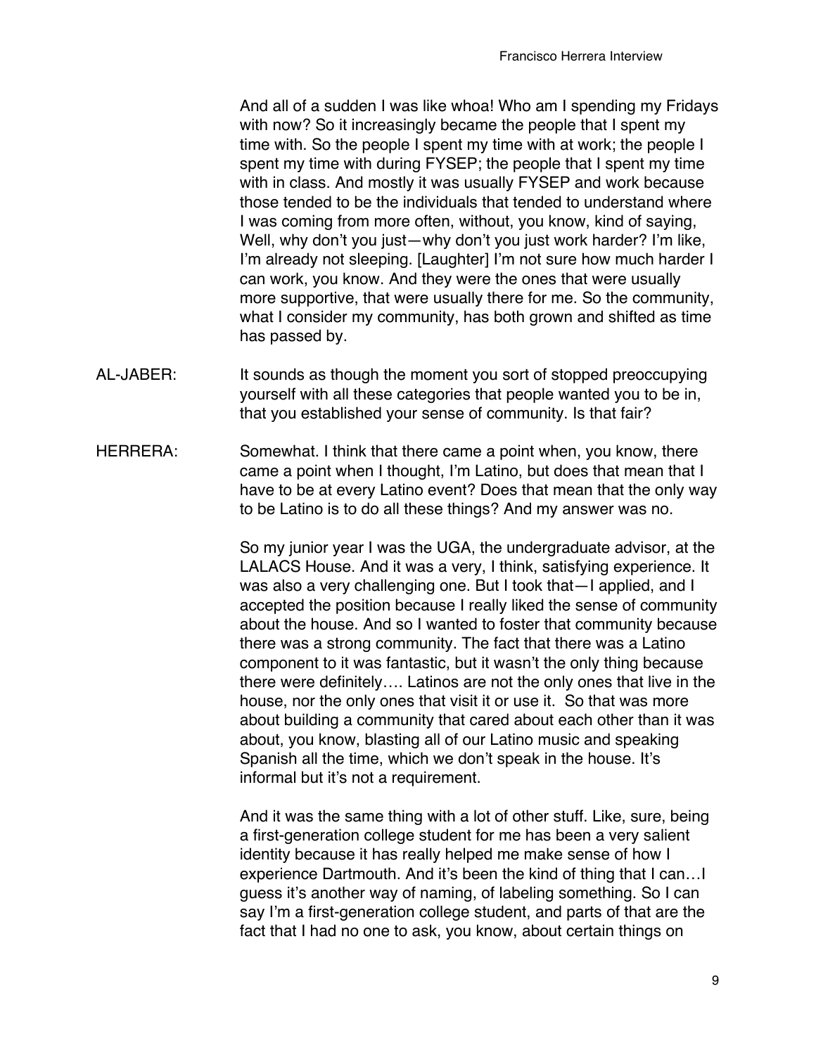And all of a sudden I was like whoa! Who am I spending my Fridays with now? So it increasingly became the people that I spent my time with. So the people I spent my time with at work; the people I spent my time with during FYSEP; the people that I spent my time with in class. And mostly it was usually FYSEP and work because those tended to be the individuals that tended to understand where I was coming from more often, without, you know, kind of saying, Well, why don't you just—why don't you just work harder? I'm like, I'm already not sleeping. [Laughter] I'm not sure how much harder I can work, you know. And they were the ones that were usually more supportive, that were usually there for me. So the community, what I consider my community, has both grown and shifted as time has passed by.

AL-JABER: It sounds as though the moment you sort of stopped preoccupying yourself with all these categories that people wanted you to be in, that you established your sense of community. Is that fair?

HERRERA: Somewhat. I think that there came a point when, you know, there came a point when I thought, I'm Latino, but does that mean that I have to be at every Latino event? Does that mean that the only way to be Latino is to do all these things? And my answer was no.

So my junior year I was the UGA, the undergraduate advisor, at the LALACS House. And it was a very, I think, satisfying experience. It was also a very challenging one. But I took that—I applied, and I accepted the position because I really liked the sense of community about the house. And so I wanted to foster that community because there was a strong community. The fact that there was a Latino component to it was fantastic, but it wasn't the only thing because there were definitely…. Latinos are not the only ones that live in the house, nor the only ones that visit it or use it. So that was more about building a community that cared about each other than it was about, you know, blasting all of our Latino music and speaking Spanish all the time, which we don't speak in the house. It's informal but it's not a requirement.

And it was the same thing with a lot of other stuff. Like, sure, being a first-generation college student for me has been a very salient identity because it has really helped me make sense of how I experience Dartmouth. And it's been the kind of thing that I can…I guess it's another way of naming, of labeling something. So I can say I'm a first-generation college student, and parts of that are the fact that I had no one to ask, you know, about certain things on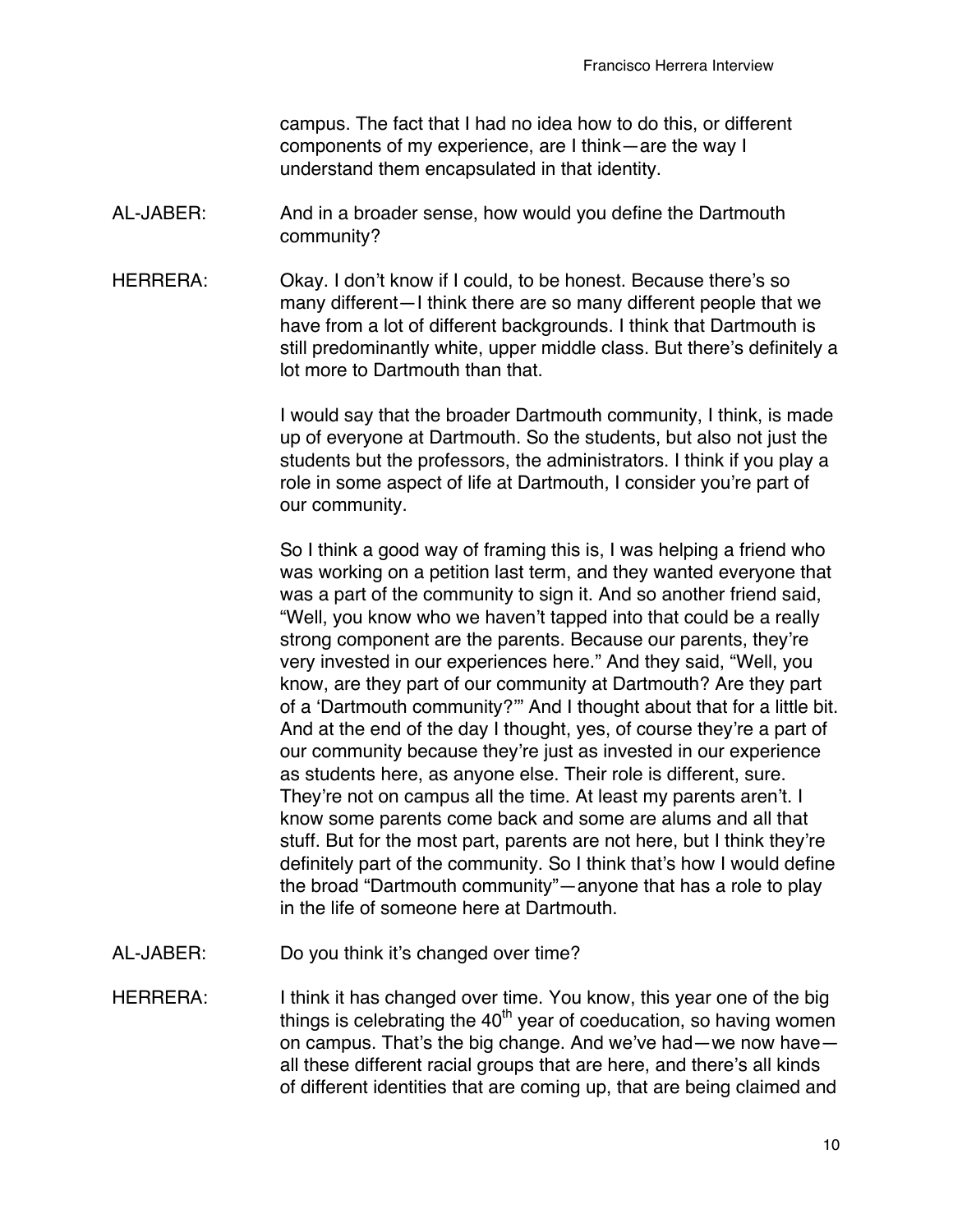campus. The fact that I had no idea how to do this, or different components of my experience, are I think—are the way I understand them encapsulated in that identity.

AL-JABER: And in a broader sense, how would you define the Dartmouth community?

HERRERA: Okay. I don't know if I could, to be honest. Because there's so many different—I think there are so many different people that we have from a lot of different backgrounds. I think that Dartmouth is still predominantly white, upper middle class. But there's definitely a lot more to Dartmouth than that.

I would say that the broader Dartmouth community, I think, is made up of everyone at Dartmouth. So the students, but also not just the students but the professors, the administrators. I think if you play a role in some aspect of life at Dartmouth, I consider you're part of our community.

So I think a good way of framing this is, I was helping a friend who was working on a petition last term, and they wanted everyone that was a part of the community to sign it. And so another friend said, "Well, you know who we haven't tapped into that could be a really strong component are the parents. Because our parents, they're very invested in our experiences here." And they said, "Well, you know, are they part of our community at Dartmouth? Are they part of a 'Dartmouth community?'" And I thought about that for a little bit. And at the end of the day I thought, yes, of course they're a part of our community because they're just as invested in our experience as students here, as anyone else. Their role is different, sure. They're not on campus all the time. At least my parents aren't. I know some parents come back and some are alums and all that stuff. But for the most part, parents are not here, but I think they're definitely part of the community. So I think that's how I would define the broad "Dartmouth community"—anyone that has a role to play in the life of someone here at Dartmouth.

AL-JABER: Do you think it's changed over time?

HERRERA: I think it has changed over time. You know, this year one of the big things is celebrating the 40th year of coeducation, so having women on campus. That's the big change. And we've had—we now have—all these different racial groups that are here, and there's all kinds of different identities that are coming up, that are being claimed and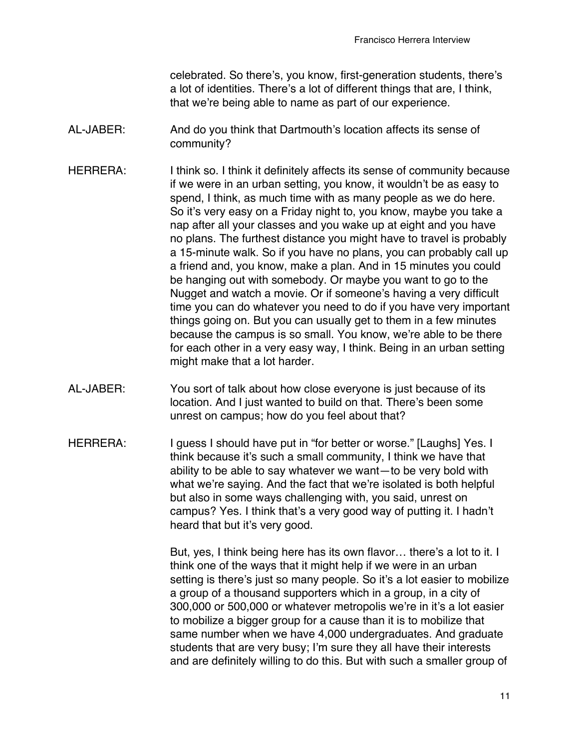celebrated. So there's, you know, first-generation students, there's a lot of identities. There's a lot of different things that are, I think, that we're being able to name as part of our experience.

AL-JABER: And do you think that Dartmouth's location affects its sense of community?

HERRERA: I think so. I think it definitely affects its sense of community because if we were in an urban setting, you know, it wouldn't be as easy to spend, I think, as much time with as many people as we do here. So it's very easy on a Friday night to, you know, maybe you take a nap after all your classes and you wake up at eight and you have no plans. The furthest distance you might have to travel is probably a 15-minute walk. So if you have no plans, you can probably call up a friend and, you know, make a plan. And in 15 minutes you could be hanging out with somebody. Or maybe you want to go to the Nugget and watch a movie. Or if someone's having a very difficult time you can do whatever you need to do if you have very important things going on. But you can usually get to them in a few minutes because the campus is so small. You know, we're able to be there for each other in a very easy way, I think. Being in an urban setting might make that a lot harder.

AL-JABER: You sort of talk about how close everyone is just because of its location. And I just wanted to build on that. There's been some unrest on campus; how do you feel about that?

HERRERA: I guess I should have put in "for better or worse." [Laughs] Yes. I think because it's such a small community, I think we have that ability to be able to say whatever we want—to be very bold with what we're saying. And the fact that we're isolated is both helpful but also in some ways challenging with, you said, unrest on campus? Yes. I think that's a very good way of putting it. I hadn't heard that but it's very good.

But, yes, I think being here has its own flavor… there's a lot to it. I think one of the ways that it might help if we were in an urban setting is there's just so many people. So it's a lot easier to mobilize a group of a thousand supporters which in a group, in a city of 300,000 or 500,000 or whatever metropolis we're in it's a lot easier to mobilize a bigger group for a cause than it is to mobilize that same number when we have 4,000 undergraduates. And graduate students that are very busy; I'm sure they all have their interests and are definitely willing to do this. But with such a smaller group of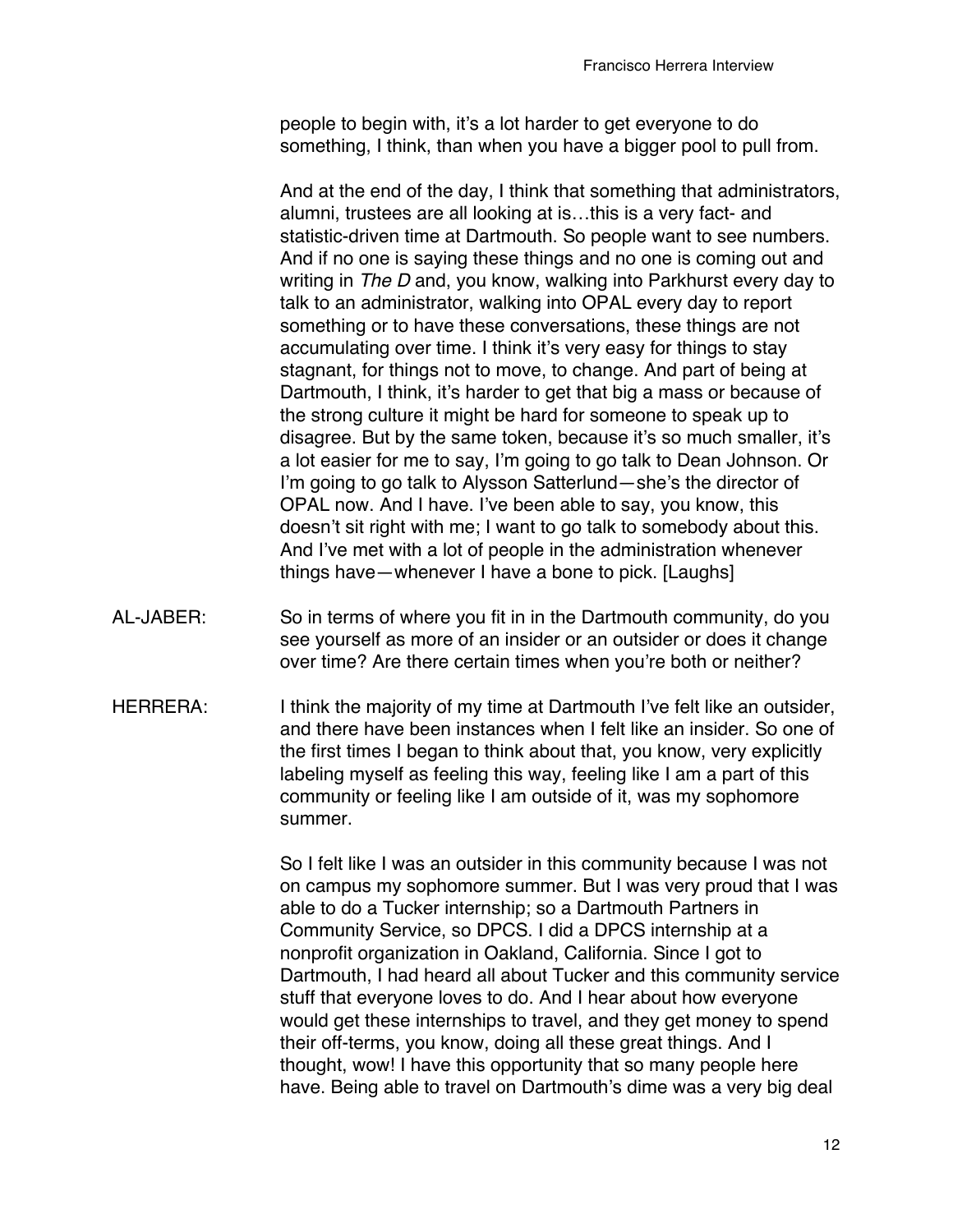people to begin with, it's a lot harder to get everyone to do something, I think, than when you have a bigger pool to pull from.

And at the end of the day, I think that something that administrators, alumni, trustees are all looking at is…this is a very fact- and statistic-driven time at Dartmouth. So people want to see numbers. And if no one is saying these things and no one is coming out and writing in *The D* and, you know, walking into Parkhurst every day to talk to an administrator, walking into OPAL every day to report something or to have these conversations, these things are not accumulating over time. I think it's very easy for things to stay stagnant, for things not to move, to change. And part of being at Dartmouth, I think, it's harder to get that big a mass or because of the strong culture it might be hard for someone to speak up to disagree. But by the same token, because it's so much smaller, it's a lot easier for me to say, I'm going to go talk to Dean Johnson. Or I'm going to go talk to Alysson Satterlund—she's the director of OPAL now. And I have. I've been able to say, you know, this doesn't sit right with me; I want to go talk to somebody about this. And I've met with a lot of people in the administration whenever things have—whenever I have a bone to pick. [Laughs]

AL-JABER: So in terms of where you fit in in the Dartmouth community, do you see yourself as more of an insider or an outsider or does it change over time? Are there certain times when you're both or neither?

HERRERA: I think the majority of my time at Dartmouth I've felt like an outsider, and there have been instances when I felt like an insider. So one of the first times I began to think about that, you know, very explicitly labeling myself as feeling this way, feeling like I am a part of this community or feeling like I am outside of it, was my sophomore summer.

So I felt like I was an outsider in this community because I was not on campus my sophomore summer. But I was very proud that I was able to do a Tucker internship; so a Dartmouth Partners in Community Service, so DPCS. I did a DPCS internship at a nonprofit organization in Oakland, California. Since I got to Dartmouth, I had heard all about Tucker and this community service stuff that everyone loves to do. And I hear about how everyone would get these internships to travel, and they get money to spend their off-terms, you know, doing all these great things. And I thought, wow! I have this opportunity that so many people here have. Being able to travel on Dartmouth's dime was a very big deal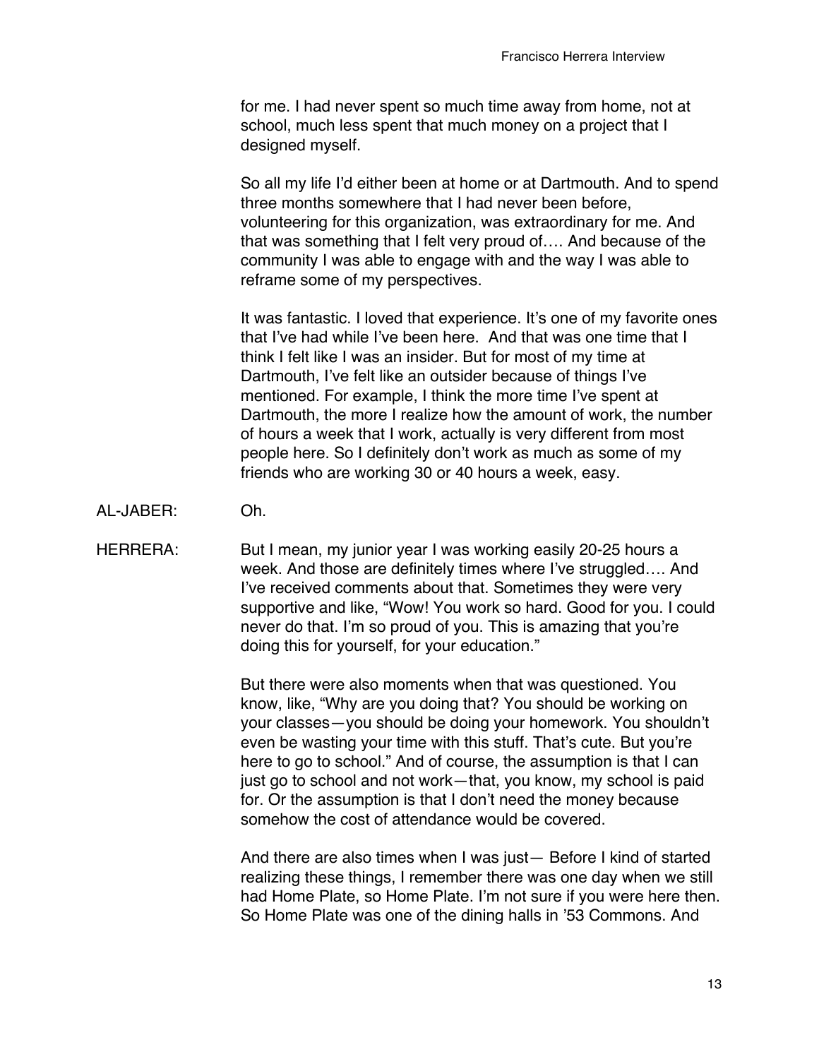for me. I had never spent so much time away from home, not at school, much less spent that much money on a project that I designed myself.

So all my life I'd either been at home or at Dartmouth. And to spend three months somewhere that I had never been before, volunteering for this organization, was extraordinary for me. And that was something that I felt very proud of…. And because of the community I was able to engage with and the way I was able to reframe some of my perspectives.

It was fantastic. I loved that experience. It's one of my favorite ones that I've had while I've been here. And that was one time that I think I felt like I was an insider. But for most of my time at Dartmouth, I've felt like an outsider because of things I've mentioned. For example, I think the more time I've spent at Dartmouth, the more I realize how the amount of work, the number of hours a week that I work, actually is very different from most people here. So I definitely don't work as much as some of my friends who are working 30 or 40 hours a week, easy.

AL-JABER: Oh.

HERRERA: But I mean, my junior year I was working easily 20-25 hours a week. And those are definitely times where I've struggled…. And I've received comments about that. Sometimes they were very supportive and like, "Wow! You work so hard. Good for you. I could never do that. I'm so proud of you. This is amazing that you're doing this for yourself, for your education."

But there were also moments when that was questioned. You know, like, "Why are you doing that? You should be working on your classes—you should be doing your homework. You shouldn't even be wasting your time with this stuff. That's cute. But you're here to go to school." And of course, the assumption is that I can just go to school and not work—that, you know, my school is paid for. Or the assumption is that I don't need the money because somehow the cost of attendance would be covered.

And there are also times when I was just— Before I kind of started realizing these things, I remember there was one day when we still had Home Plate, so Home Plate. I'm not sure if you were here then. So Home Plate was one of the dining halls in '53 Commons. And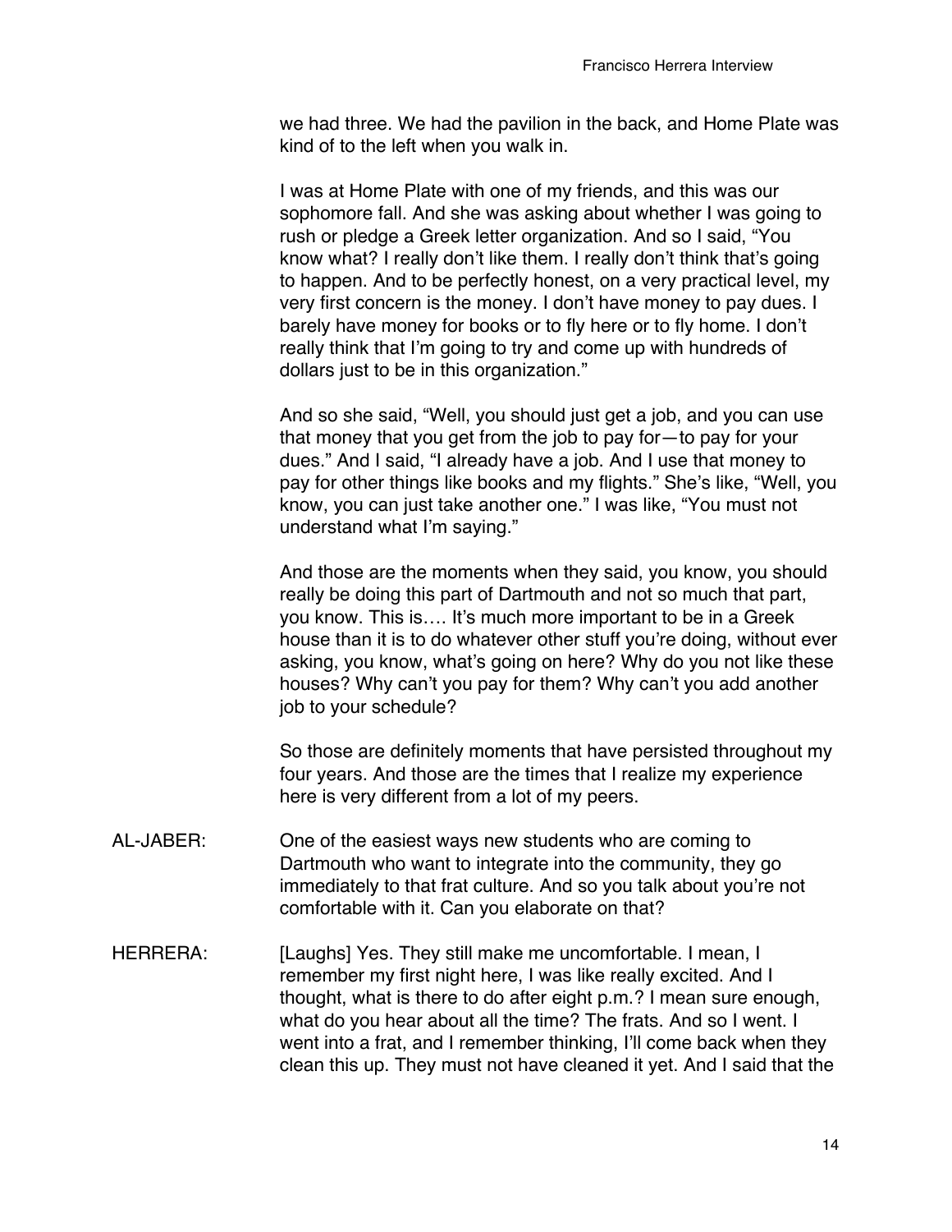we had three. We had the pavilion in the back, and Home Plate was kind of to the left when you walk in.

I was at Home Plate with one of my friends, and this was our sophomore fall. And she was asking about whether I was going to rush or pledge a Greek letter organization. And so I said, "You know what? I really don't like them. I really don't think that's going to happen. And to be perfectly honest, on a very practical level, my very first concern is the money. I don't have money to pay dues. I barely have money for books or to fly here or to fly home. I don't really think that I'm going to try and come up with hundreds of dollars just to be in this organization."

And so she said, "Well, you should just get a job, and you can use that money that you get from the job to pay for—to pay for your dues." And I said, "I already have a job. And I use that money to pay for other things like books and my flights." She's like, "Well, you know, you can just take another one." I was like, "You must not understand what I'm saying."

And those are the moments when they said, you know, you should really be doing this part of Dartmouth and not so much that part, you know. This is…. It's much more important to be in a Greek house than it is to do whatever other stuff you're doing, without ever asking, you know, what's going on here? Why do you not like these houses? Why can't you pay for them? Why can't you add another job to your schedule?

So those are definitely moments that have persisted throughout my four years. And those are the times that I realize my experience here is very different from a lot of my peers.

AL-JABER: One of the easiest ways new students who are coming to Dartmouth who want to integrate into the community, they go immediately to that frat culture. And so you talk about you're not comfortable with it. Can you elaborate on that?

HERRERA: [Laughs] Yes. They still make me uncomfortable. I mean, I remember my first night here, I was like really excited. And I thought, what is there to do after eight p.m.? I mean sure enough, what do you hear about all the time? The frats. And so I went. I went into a frat, and I remember thinking, I'll come back when they clean this up. They must not have cleaned it yet. And I said that the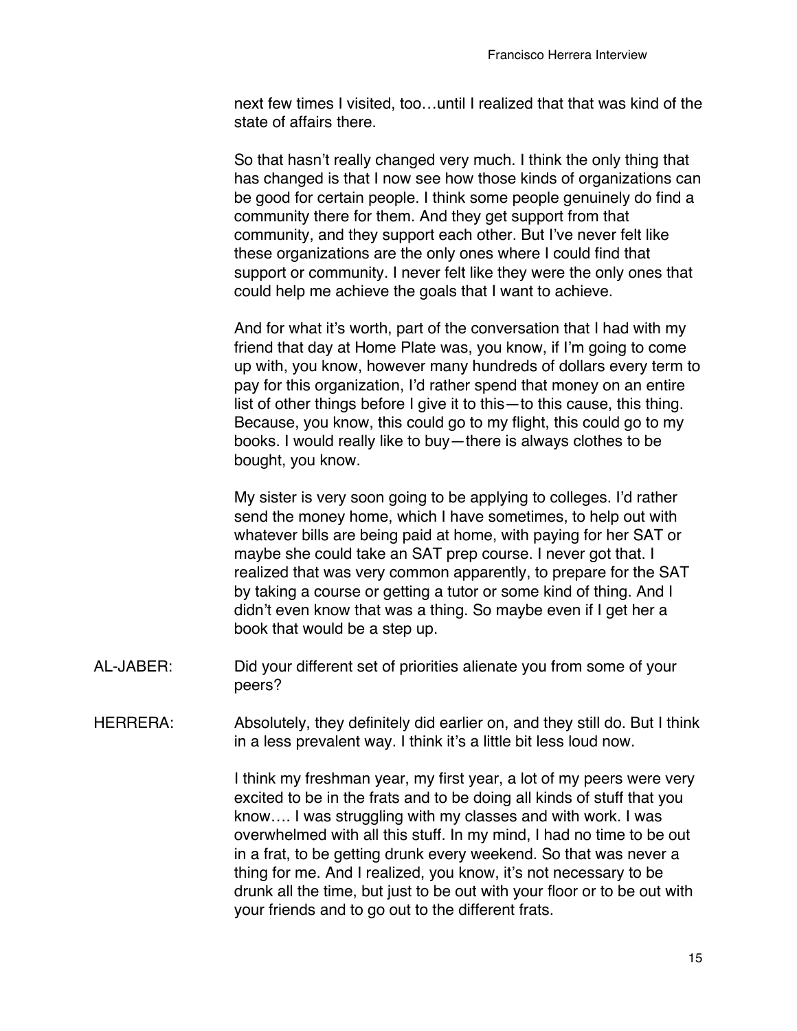next few times I visited, too…until I realized that that was kind of the state of affairs there.

So that hasn't really changed very much. I think the only thing that has changed is that I now see how those kinds of organizations can be good for certain people. I think some people genuinely do find a community there for them. And they get support from that community, and they support each other. But I've never felt like these organizations are the only ones where I could find that support or community. I never felt like they were the only ones that could help me achieve the goals that I want to achieve.

And for what it's worth, part of the conversation that I had with my friend that day at Home Plate was, you know, if I'm going to come up with, you know, however many hundreds of dollars every term to pay for this organization, I'd rather spend that money on an entire list of other things before I give it to this—to this cause, this thing. Because, you know, this could go to my flight, this could go to my books. I would really like to buy—there is always clothes to be bought, you know.

My sister is very soon going to be applying to colleges. I'd rather send the money home, which I have sometimes, to help out with whatever bills are being paid at home, with paying for her SAT or maybe she could take an SAT prep course. I never got that. I realized that was very common apparently, to prepare for the SAT by taking a course or getting a tutor or some kind of thing. And I didn't even know that was a thing. So maybe even if I get her a book that would be a step up.

AL-JABER: Did your different set of priorities alienate you from some of your peers?

HERRERA: Absolutely, they definitely did earlier on, and they still do. But I think in a less prevalent way. I think it's a little bit less loud now.

I think my freshman year, my first year, a lot of my peers were very excited to be in the frats and to be doing all kinds of stuff that you know…. I was struggling with my classes and with work. I was overwhelmed with all this stuff. In my mind, I had no time to be out in a frat, to be getting drunk every weekend. So that was never a thing for me. And I realized, you know, it's not necessary to be drunk all the time, but just to be out with your floor or to be out with your friends and to go out to the different frats.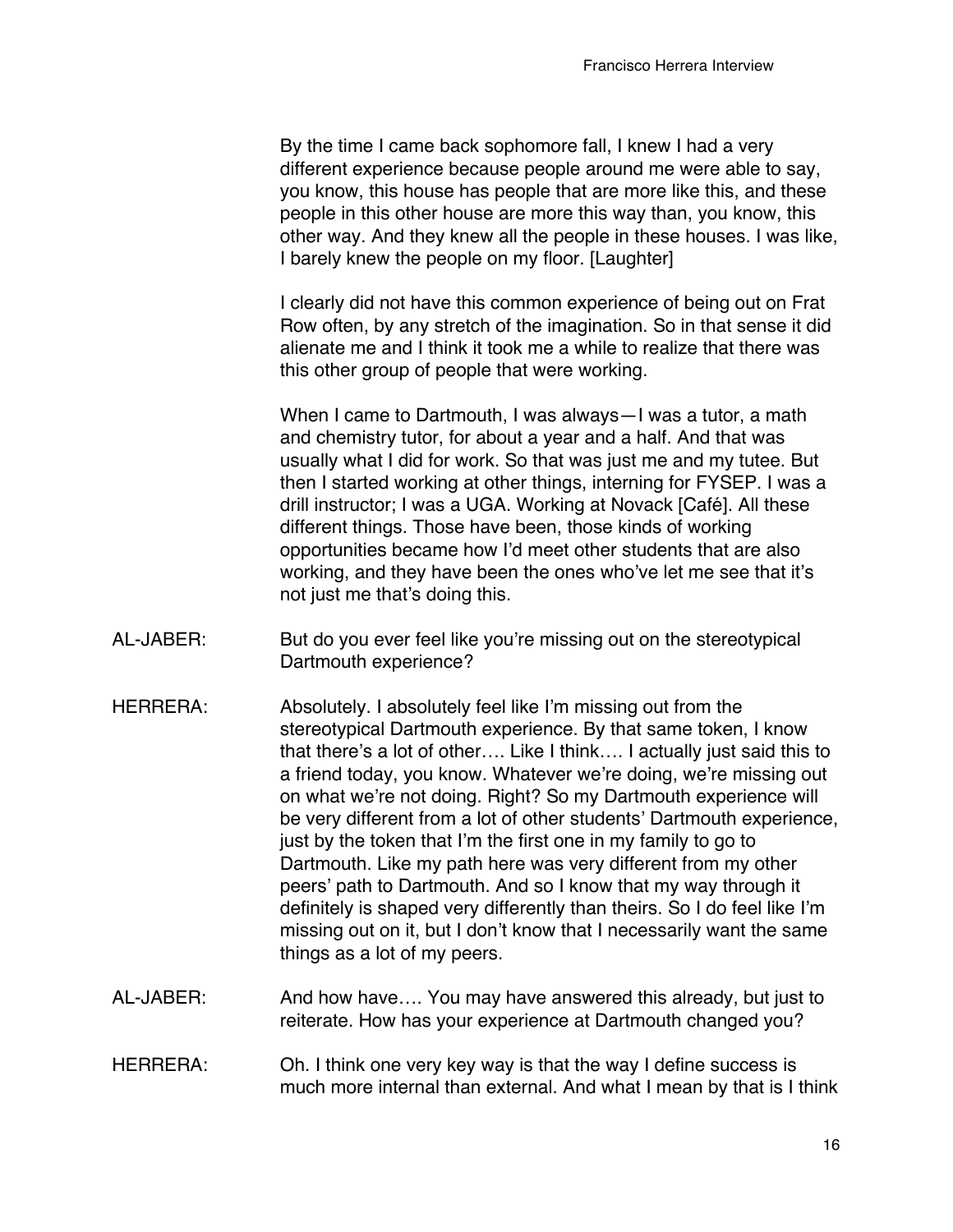By the time I came back sophomore fall, I knew I had a very different experience because people around me were able to say, you know, this house has people that are more like this, and these people in this other house are more this way than, you know, this other way. And they knew all the people in these houses. I was like, I barely knew the people on my floor. [Laughter]

I clearly did not have this common experience of being out on Frat Row often, by any stretch of the imagination. So in that sense it did alienate me and I think it took me a while to realize that there was this other group of people that were working.

When I came to Dartmouth, I was always—I was a tutor, a math and chemistry tutor, for about a year and a half. And that was usually what I did for work. So that was just me and my tutee. But then I started working at other things, interning for FYSEP. I was a drill instructor; I was a UGA. Working at Novack [Café]. All these different things. Those have been, those kinds of working opportunities became how I'd meet other students that are also working, and they have been the ones who've let me see that it's not just me that's doing this.

AL-JABER: But do you ever feel like you're missing out on the stereotypical Dartmouth experience?

HERRERA: Absolutely. I absolutely feel like I'm missing out from the stereotypical Dartmouth experience. By that same token, I know that there's a lot of other…. Like I think…. I actually just said this to a friend today, you know. Whatever we're doing, we're missing out on what we're not doing. Right? So my Dartmouth experience will be very different from a lot of other students' Dartmouth experience, just by the token that I'm the first one in my family to go to Dartmouth. Like my path here was very different from my other peers' path to Dartmouth. And so I know that my way through it definitely is shaped very differently than theirs. So I do feel like I'm missing out on it, but I don't know that I necessarily want the same things as a lot of my peers.

AL-JABER: And how have…. You may have answered this already, but just to reiterate. How has your experience at Dartmouth changed you?

HERRERA: Oh. I think one very key way is that the way I define success is much more internal than external. And what I mean by that is I think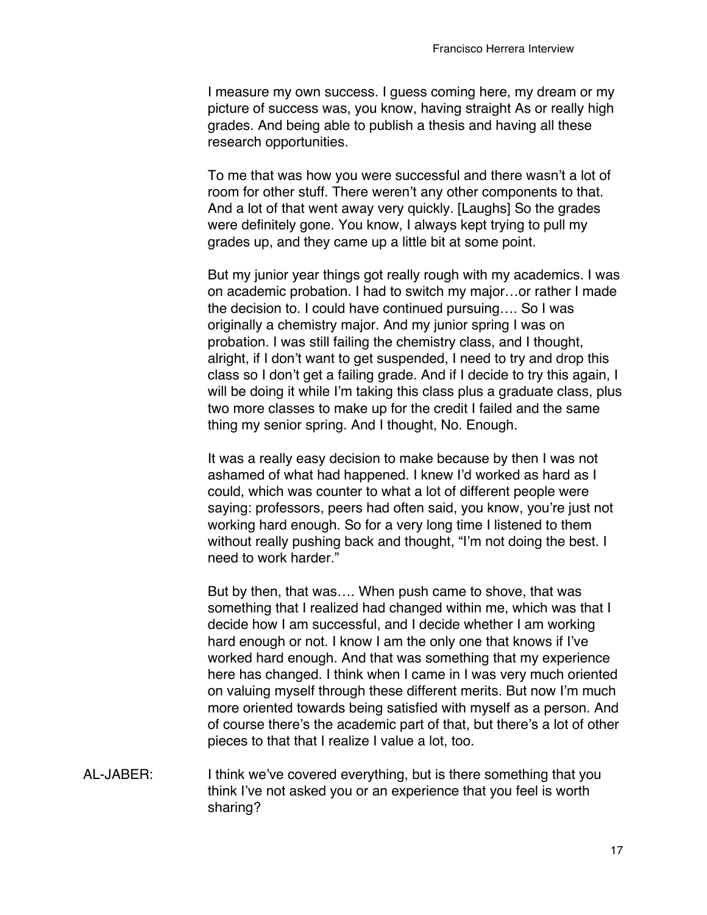I measure my own success. I guess coming here, my dream or my picture of success was, you know, having straight As or really high grades. And being able to publish a thesis and having all these research opportunities.

To me that was how you were successful and there wasn't a lot of room for other stuff. There weren't any other components to that. And a lot of that went away very quickly. [Laughs] So the grades were definitely gone. You know, I always kept trying to pull my grades up, and they came up a little bit at some point.

But my junior year things got really rough with my academics. I was on academic probation. I had to switch my major…or rather I made the decision to. I could have continued pursuing…. So I was originally a chemistry major. And my junior spring I was on probation. I was still failing the chemistry class, and I thought, alright, if I don't want to get suspended, I need to try and drop this class so I don't get a failing grade. And if I decide to try this again, I will be doing it while I'm taking this class plus a graduate class, plus two more classes to make up for the credit I failed and the same thing my senior spring. And I thought, No. Enough.

It was a really easy decision to make because by then I was not ashamed of what had happened. I knew I'd worked as hard as I could, which was counter to what a lot of different people were saying: professors, peers had often said, you know, you're just not working hard enough. So for a very long time I listened to them without really pushing back and thought, "I'm not doing the best. I need to work harder."

But by then, that was…. When push came to shove, that was something that I realized had changed within me, which was that I decide how I am successful, and I decide whether I am working hard enough or not. I know I am the only one that knows if I've worked hard enough. And that was something that my experience here has changed. I think when I came in I was very much oriented on valuing myself through these different merits. But now I'm much more oriented towards being satisfied with myself as a person. And of course there's the academic part of that, but there's a lot of other pieces to that that I realize I value a lot, too.

AL-JABER: I think we've covered everything, but is there something that you think I've not asked you or an experience that you feel is worth sharing?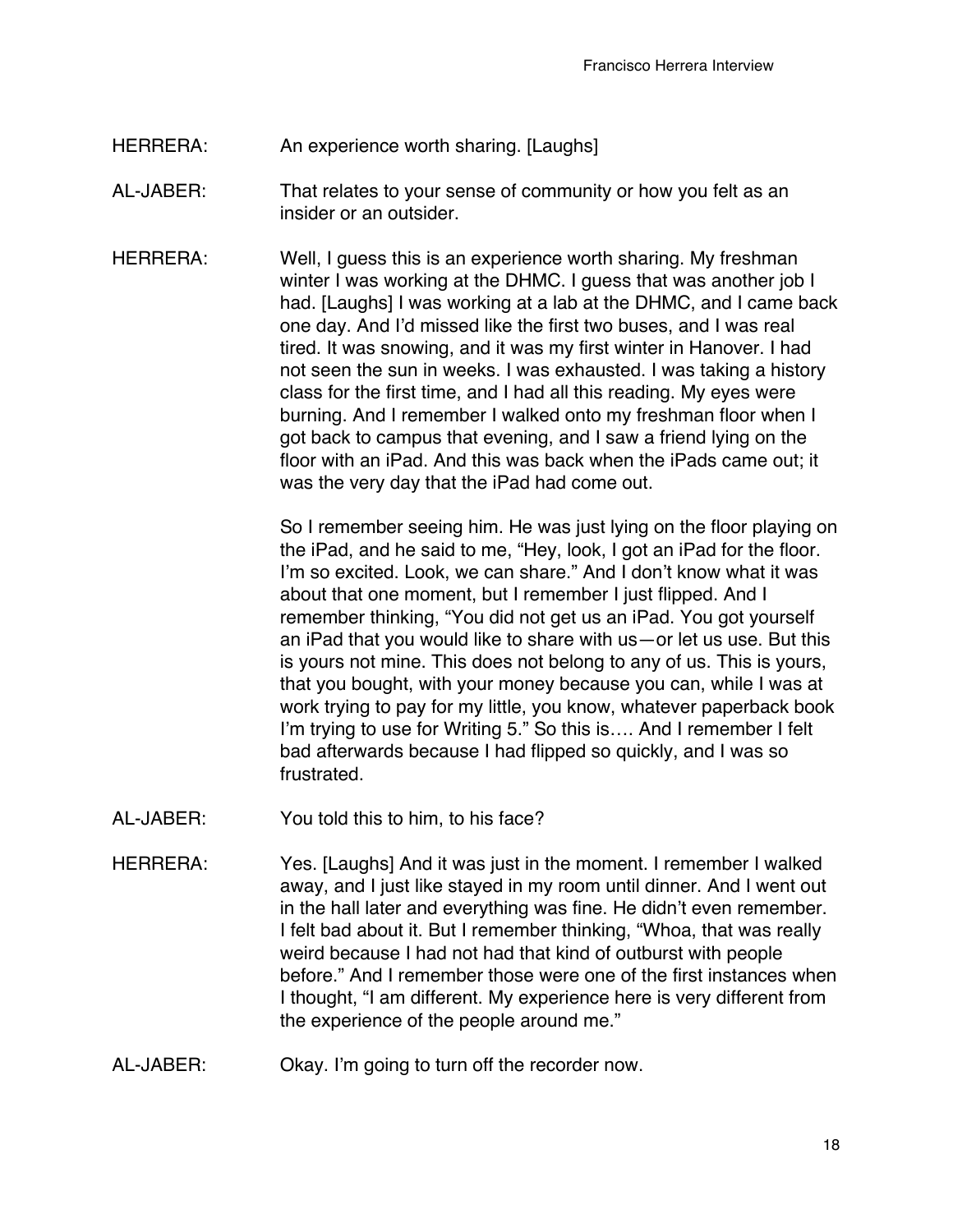HERRERA: An experience worth sharing. [Laughs]

AL-JABER: That relates to your sense of community or how you felt as an insider or an outsider.

HERRERA: Well, I guess this is an experience worth sharing. My freshman winter I was working at the DHMC. I guess that was another job I had. [Laughs] I was working at a lab at the DHMC, and I came back one day. And I'd missed like the first two buses, and I was real tired. It was snowing, and it was my first winter in Hanover. I had not seen the sun in weeks. I was exhausted. I was taking a history class for the first time, and I had all this reading. My eyes were burning. And I remember I walked onto my freshman floor when I got back to campus that evening, and I saw a friend lying on the floor with an iPad. And this was back when the iPads came out; it was the very day that the iPad had come out.

So I remember seeing him. He was just lying on the floor playing on the iPad, and he said to me, "Hey, look, I got an iPad for the floor. I'm so excited. Look, we can share." And I don't know what it was about that one moment, but I remember I just flipped. And I remember thinking, "You did not get us an iPad. You got yourself an iPad that you would like to share with us—or let us use. But this is yours not mine. This does not belong to any of us. This is yours, that you bought, with your money because you can, while I was at work trying to pay for my little, you know, whatever paperback book I'm trying to use for Writing 5." So this is…. And I remember I felt bad afterwards because I had flipped so quickly, and I was so frustrated.

AL-JABER: You told this to him, to his face?

HERRERA: Yes. [Laughs] And it was just in the moment. I remember I walked away, and I just like stayed in my room until dinner. And I went out in the hall later and everything was fine. He didn't even remember. I felt bad about it. But I remember thinking, "Whoa, that was really weird because I had not had that kind of outburst with people before." And I remember those were one of the first instances when I thought, "I am different. My experience here is very different from the experience of the people around me."

AL-JABER: Okay. I'm going to turn off the recorder now.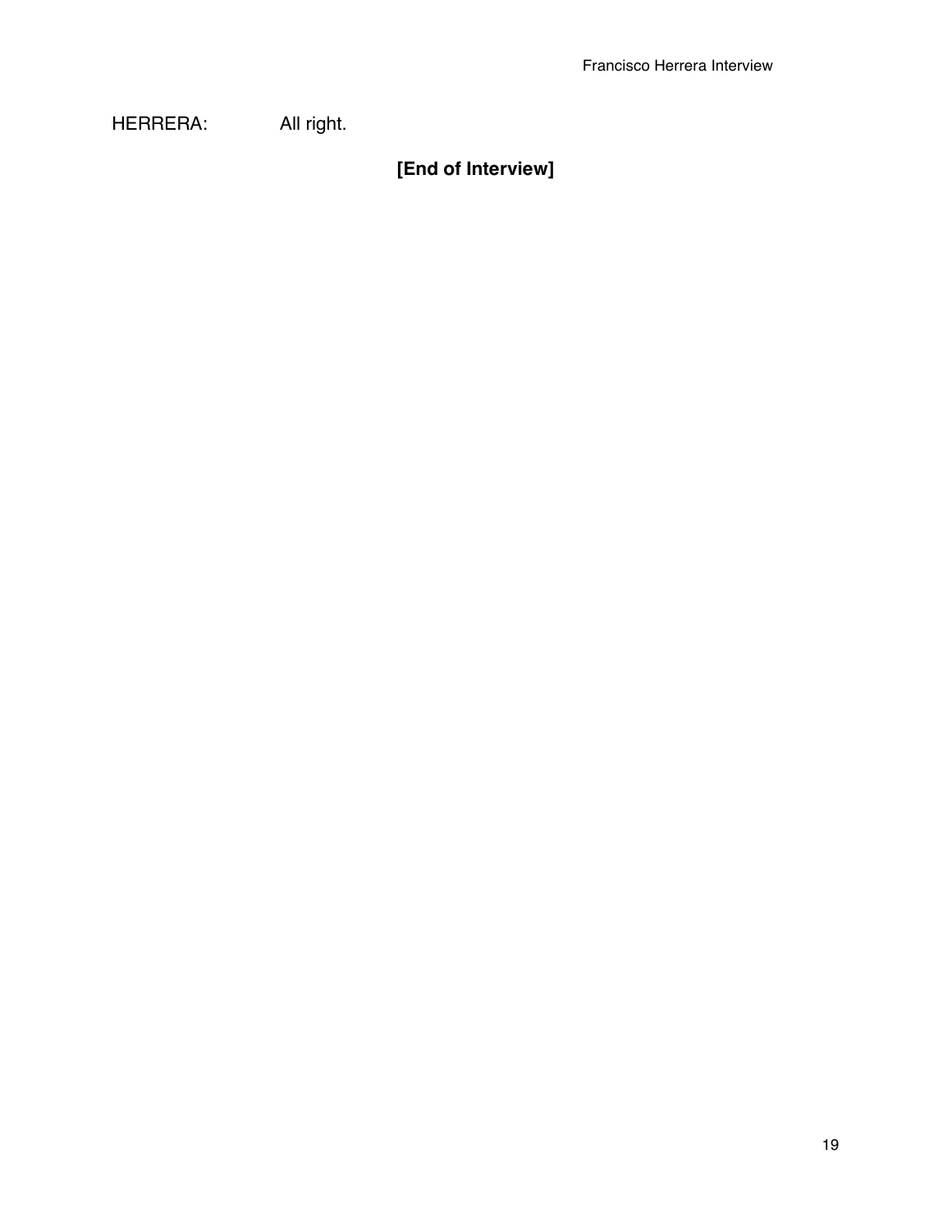HERRERA: All right.

**[End of Interview]**